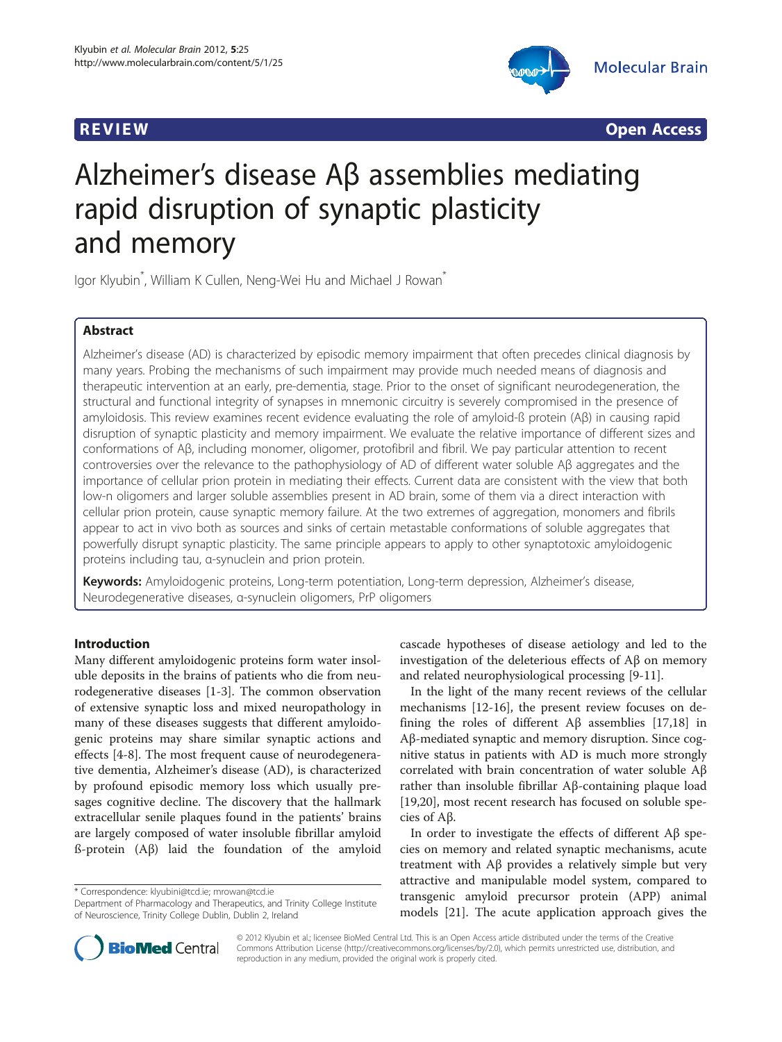**REVIEW** **Open Access**

# Alzheimer's disease Aβ assemblies mediating rapid disruption of synaptic plasticity and memory

Igor Klyubin*, William K Cullen, Neng-Wei Hu and Michael J Rowan*

## Abstract

Alzheimer's disease (AD) is characterized by episodic memory impairment that often precedes clinical diagnosis by many years. Probing the mechanisms of such impairment may provide much needed means of diagnosis and therapeutic intervention at an early, pre-dementia, stage. Prior to the onset of significant neurodegeneration, the structural and functional integrity of synapses in mnemonic circuitry is severely compromised in the presence of amyloidosis. This review examines recent evidence evaluating the role of amyloid-ß protein (Aβ) in causing rapid disruption of synaptic plasticity and memory impairment. We evaluate the relative importance of different sizes and conformations of Aβ, including monomer, oligomer, protofibril and fibril. We pay particular attention to recent controversies over the relevance to the pathophysiology of AD of different water soluble Aβ aggregates and the importance of cellular prion protein in mediating their effects. Current data are consistent with the view that both low-n oligomers and larger soluble assemblies present in AD brain, some of them via a direct interaction with cellular prion protein, cause synaptic memory failure. At the two extremes of aggregation, monomers and fibrils appear to act in vivo both as sources and sinks of certain metastable conformations of soluble aggregates that powerfully disrupt synaptic plasticity. The same principle appears to apply to other synaptotoxic amyloidogenic proteins including tau, α-synuclein and prion protein.

**Keywords:** Amyloidogenic proteins, Long-term potentiation, Long-term depression, Alzheimer's disease, Neurodegenerative diseases, α-synuclein oligomers, PrP oligomers

## Introduction

Many different amyloidogenic proteins form water insoluble deposits in the brains of patients who die from neurodegenerative diseases [1-3]. The common observation of extensive synaptic loss and mixed neuropathology in many of these diseases suggests that different amyloidogenic proteins may share similar synaptic actions and effects [4-8]. The most frequent cause of neurodegenerative dementia, Alzheimer's disease (AD), is characterized by profound episodic memory loss which usually presages cognitive decline. The discovery that the hallmark extracellular senile plaques found in the patients' brains are largely composed of water insoluble fibrillar amyloid ß-protein (Aβ) laid the foundation of the amyloid cascade hypotheses of disease aetiology and led to the investigation of the deleterious effects of Aβ on memory and related neurophysiological processing [9-11].

In the light of the many recent reviews of the cellular mechanisms [12-16], the present review focuses on defining the roles of different Aβ assemblies [17,18] in Aβ-mediated synaptic and memory disruption. Since cognitive status in patients with AD is much more strongly correlated with brain concentration of water soluble Aβ rather than insoluble fibrillar Aβ-containing plaque load [19,20], most recent research has focused on soluble species of Aβ.

In order to investigate the effects of different Aβ species on memory and related synaptic mechanisms, acute treatment with Aβ provides a relatively simple but very attractive and manipulable model system, compared to transgenic amyloid precursor protein (APP) animal models [21]. The acute application approach gives the

\* Correspondence: klyubini@tcd.ie; mrowan@tcd.ie
Department of Pharmacology and Therapeutics, and Trinity College Institute of Neuroscience, Trinity College Dublin, Dublin 2, Ireland

© 2012 Klyubin et al.; licensee BioMed Central Ltd. This is an Open Access article distributed under the terms of the Creative Commons Attribution License (http://creativecommons.org/licenses/by/2.0), which permits unrestricted use, distribution, and reproduction in any medium, provided the original work is properly cited.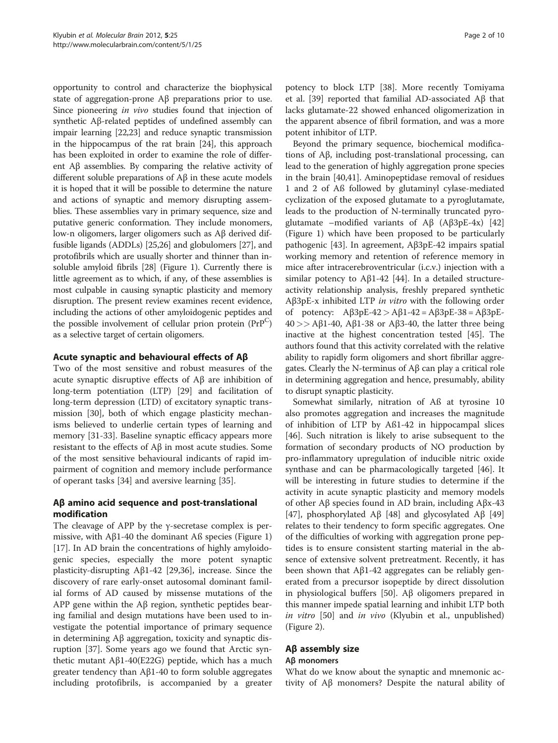opportunity to control and characterize the biophysical state of aggregation-prone Aβ preparations prior to use. Since pioneering *in vivo* studies found that injection of synthetic Aβ-related peptides of undefined assembly can impair learning [22,23] and reduce synaptic transmission in the hippocampus of the rat brain [24], this approach has been exploited in order to examine the role of different Aβ assemblies. By comparing the relative activity of different soluble preparations of Aβ in these acute models it is hoped that it will be possible to determine the nature and actions of synaptic and memory disrupting assemblies. These assemblies vary in primary sequence, size and putative generic conformation. They include monomers, low-n oligomers, larger oligomers such as Aβ derived diffusible ligands (ADDLs) [25,26] and globulomers [27], and protofibrils which are usually shorter and thinner than insoluble amyloid fibrils [28] (Figure 1). Currently there is little agreement as to which, if any, of these assemblies is most culpable in causing synaptic plasticity and memory disruption. The present review examines recent evidence, including the actions of other amyloidogenic peptides and the possible involvement of cellular prion protein ($PrP^C$) as a selective target of certain oligomers.

## Acute synaptic and behavioural effects of Aβ

Two of the most sensitive and robust measures of the acute synaptic disruptive effects of Aβ are inhibition of long-term potentiation (LTP) [29] and facilitation of long-term depression (LTD) of excitatory synaptic transmission [30], both of which engage plasticity mechanisms believed to underlie certain types of learning and memory [31-33]. Baseline synaptic efficacy appears more resistant to the effects of Aβ in most acute studies. Some of the most sensitive behavioural indicants of rapid impairment of cognition and memory include performance of operant tasks [34] and aversive learning [35].

## Aβ amino acid sequence and post-translational modification

The cleavage of APP by the γ-secretase complex is permissive, with Aβ1-40 the dominant Aß species (Figure 1) [17]. In AD brain the concentrations of highly amyloidogenic species, especially the more potent synaptic plasticity-disrupting Aβ1-42 [29,36], increase. Since the discovery of rare early-onset autosomal dominant familial forms of AD caused by missense mutations of the APP gene within the Aβ region, synthetic peptides bearing familial and design mutations have been used to investigate the potential importance of primary sequence in determining Aβ aggregation, toxicity and synaptic disruption [37]. Some years ago we found that Arctic synthetic mutant Aβ1-40(E22G) peptide, which has a much greater tendency than Aβ1-40 to form soluble aggregates including protofibrils, is accompanied by a greater potency to block LTP [38]. More recently Tomiyama et al. [39] reported that familial AD-associated Aβ that lacks glutamate-22 showed enhanced oligomerization in the apparent absence of fibril formation, and was a more potent inhibitor of LTP.

Beyond the primary sequence, biochemical modifications of Aβ, including post-translational processing, can lead to the generation of highly aggregation prone species in the brain [40,41]. Aminopeptidase removal of residues 1 and 2 of Aß followed by glutaminyl cylase-mediated cyclization of the exposed glutamate to a pyroglutamate, leads to the production of N-terminally truncated pyroglutamate –modified variants of Aβ (Aβ3pE-4x) [42] (Figure 1) which have been proposed to be particularly pathogenic [43]. In agreement, Aβ3pE-42 impairs spatial working memory and retention of reference memory in mice after intracerebroventricular (i.c.v.) injection with a similar potency to Aβ1-42 [44]. In a detailed structure-activity relationship analysis, freshly prepared synthetic Aβ3pE-x inhibited LTP *in vitro* with the following order of potency: Aβ3pE-42 > Aβ1-42 = Aβ3pE-38 = Aβ3pE-40 >> Aβ1-40, Aβ1-38 or Aβ3-40, the latter three being inactive at the highest concentration tested [45]. The authors found that this activity correlated with the relative ability to rapidly form oligomers and short fibrillar aggregates. Clearly the N-terminus of Aβ can play a critical role in determining aggregation and hence, presumably, ability to disrupt synaptic plasticity.

Somewhat similarly, nitration of Aß at tyrosine 10 also promotes aggregation and increases the magnitude of inhibition of LTP by Aß1-42 in hippocampal slices [46]. Such nitration is likely to arise subsequent to the formation of secondary products of NO production by pro-inflammatory upregulation of inducible nitric oxide synthase and can be pharmacologically targeted [46]. It will be interesting in future studies to determine if the activity in acute synaptic plasticity and memory models of other Aβ species found in AD brain, including Aβx-43 [47], phosphorylated Aβ [48] and glycosylated Aβ [49] relates to their tendency to form specific aggregates. One of the difficulties of working with aggregation prone peptides is to ensure consistent starting material in the absence of extensive solvent pretreatment. Recently, it has been shown that Aβ1-42 aggregates can be reliably generated from a precursor isopeptide by direct dissolution in physiological buffers [50]. Aβ oligomers prepared in this manner impede spatial learning and inhibit LTP both *in vitro* [50] and *in vivo* (Klyubin et al., unpublished) (Figure 2).

## Aβ assembly size

### Aβ monomers

What do we know about the synaptic and mnemonic activity of Aβ monomers? Despite the natural ability of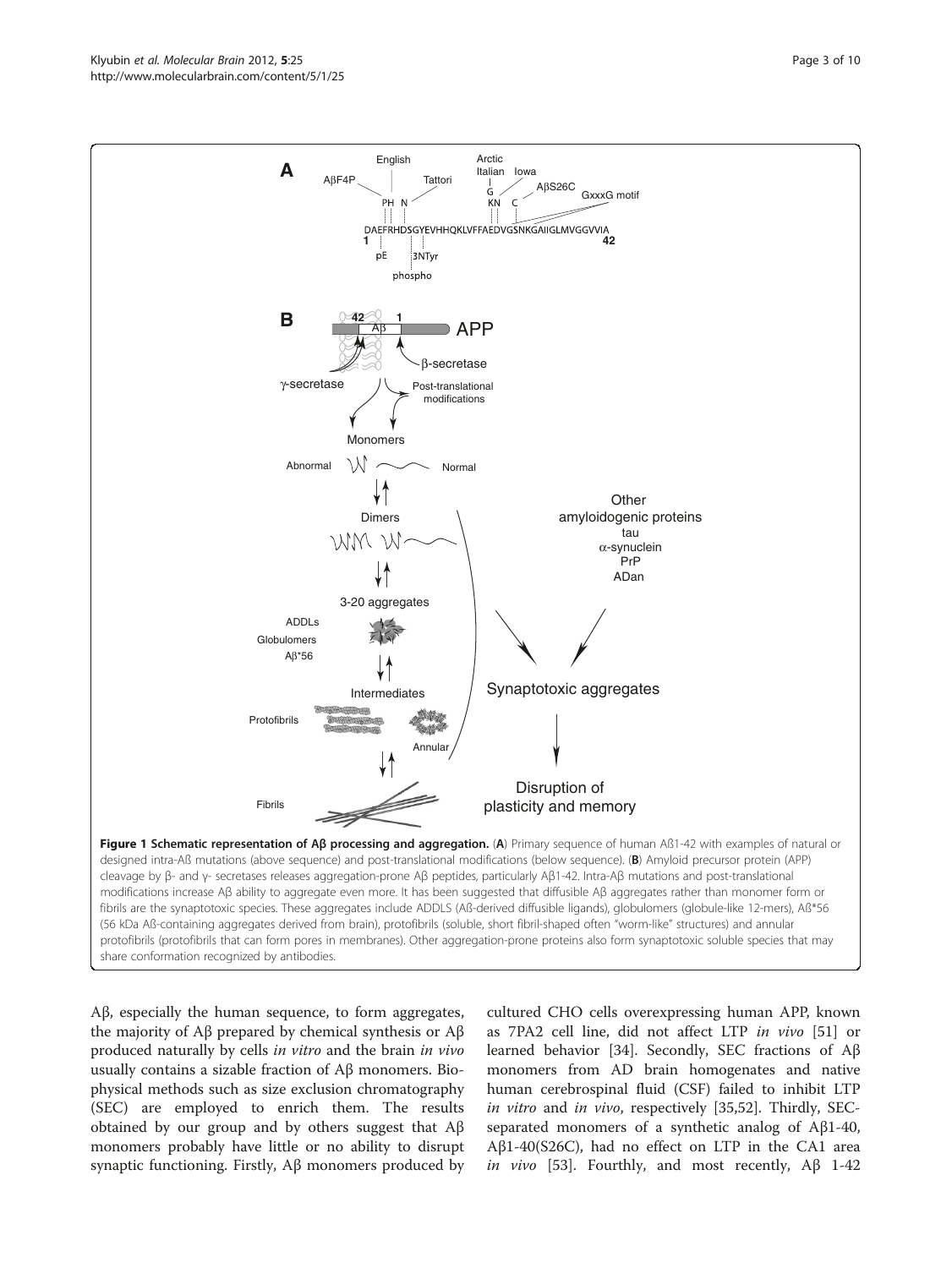A
English
AβF4P
Tattori
Arctic
Italian
Iowa
AβS26C
GxxxG motif
PH N
G
KN C
DAEFRHDSGYEVHHQKLVFFAEDVGSNKGAIIGLMVGGVVIA
1
42
pE
3NTyr
phospho

B
42
1
Aβ
APP
β-secretase
γ-secretase
Post-translational modifications
Monomers
Abnormal
Normal
Dimers
3-20 aggregates
ADDLs
Globulomers
Aβ*56
Intermediates
Protofibrils
Annular
Fibrils
Other amyloidogenic proteins
tau
α-synuclein
PrP
ADan
Synaptotoxic aggregates
Disruption of plasticity and memory

**Figure 1 Schematic representation of Aβ processing and aggregation.** (**A**) Primary sequence of human Aß1-42 with examples of natural or designed intra-Aß mutations (above sequence) and post-translational modifications (below sequence). (**B**) Amyloid precursor protein (APP) cleavage by β- and γ- secretases releases aggregation-prone Aβ peptides, particularly Aβ1-42. Intra-Aβ mutations and post-translational modifications increase Aβ ability to aggregate even more. It has been suggested that diffusible Aβ aggregates rather than monomer form or fibrils are the synaptotoxic species. These aggregates include ADDLS (Aß-derived diffusible ligands), globulomers (globule-like 12-mers), Aß*56 (56 kDa Aß-containing aggregates derived from brain), protofibrils (soluble, short fibril-shaped often "worm-like" structures) and annular protofibrils (protofibrils that can form pores in membranes). Other aggregation-prone proteins also form synaptotoxic soluble species that may share conformation recognized by antibodies.

Aβ, especially the human sequence, to form aggregates, the majority of Aβ prepared by chemical synthesis or Aβ produced naturally by cells *in vitro* and the brain *in vivo* usually contains a sizable fraction of Aβ monomers. Biophysical methods such as size exclusion chromatography (SEC) are employed to enrich them. The results obtained by our group and by others suggest that Aβ monomers probably have little or no ability to disrupt synaptic functioning. Firstly, Aβ monomers produced by cultured CHO cells overexpressing human APP, known as 7PA2 cell line, did not affect LTP *in vivo* [51] or learned behavior [34]. Secondly, SEC fractions of Aβ monomers from AD brain homogenates and native human cerebrospinal fluid (CSF) failed to inhibit LTP *in vitro* and *in vivo*, respectively [35,52]. Thirdly, SEC-separated monomers of a synthetic analog of Aβ1-40, Aβ1-40(S26C), had no effect on LTP in the CA1 area *in vivo* [53]. Fourthly, and most recently, Aβ 1-42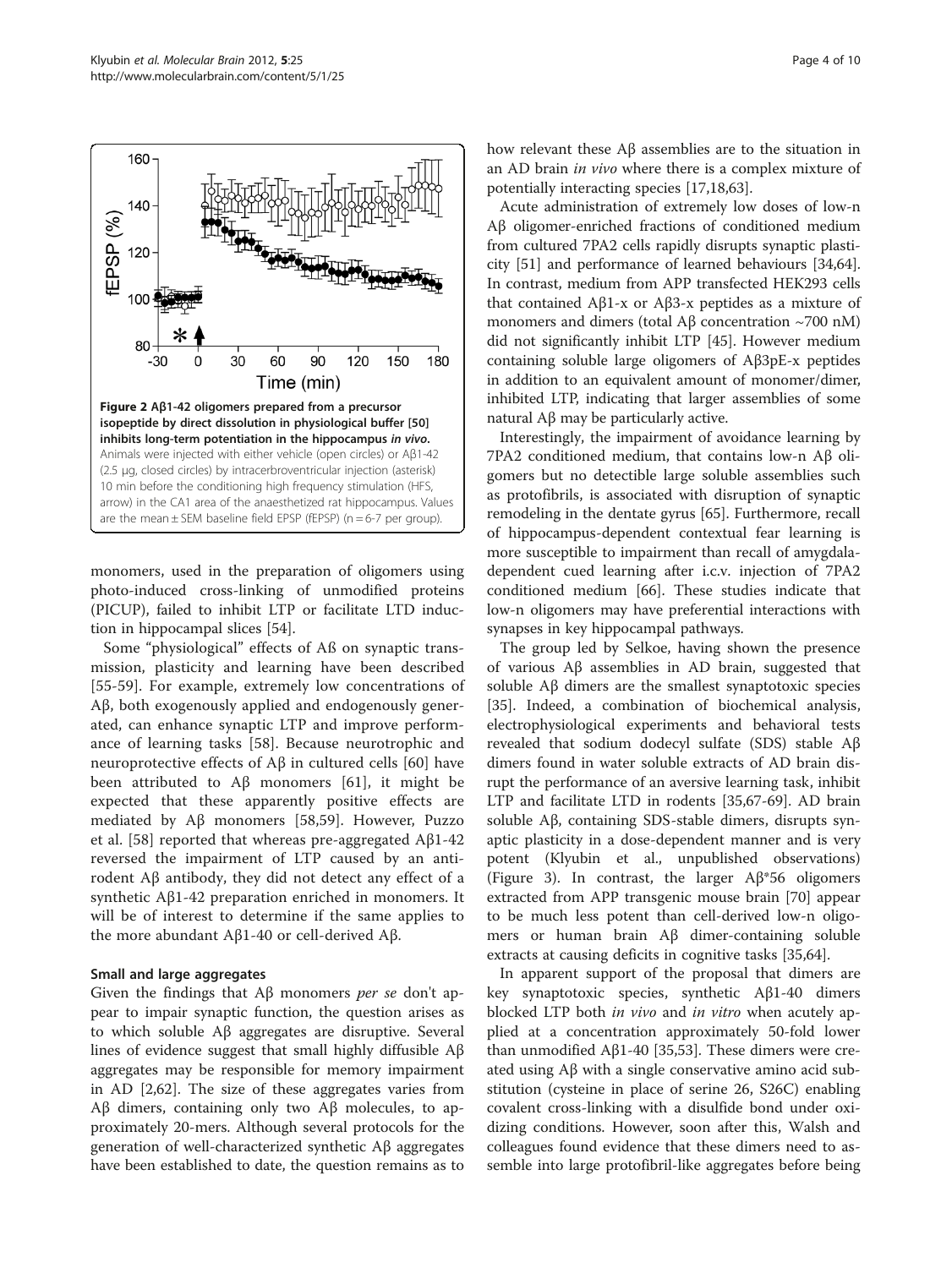160
140
120
100
80
fEPSP (%)
-30 0 30 60 90 120 150 180
Time (min)
*

**Figure 2 Aβ1-42 oligomers prepared from a precursor isopeptide by direct dissolution in physiological buffer [50] inhibits long-term potentiation in the hippocampus *in vivo*.** Animals were injected with either vehicle (open circles) or Aβ1-42 (2.5 μg, closed circles) by intracerbroventricular injection (asterisk) 10 min before the conditioning high frequency stimulation (HFS, arrow) in the CA1 area of the anaesthetized rat hippocampus. Values are the mean ± SEM baseline field EPSP (fEPSP) (n = 6-7 per group).

monomers, used in the preparation of oligomers using photo-induced cross-linking of unmodified proteins (PICUP), failed to inhibit LTP or facilitate LTD induction in hippocampal slices [54].

Some "physiological" effects of Aß on synaptic transmission, plasticity and learning have been described [55-59]. For example, extremely low concentrations of Aβ, both exogenously applied and endogenously generated, can enhance synaptic LTP and improve performance of learning tasks [58]. Because neurotrophic and neuroprotective effects of Aβ in cultured cells [60] have been attributed to Aβ monomers [61], it might be expected that these apparently positive effects are mediated by Aβ monomers [58,59]. However, Puzzo et al. [58] reported that whereas pre-aggregated Aβ1-42 reversed the impairment of LTP caused by an anti-rodent Aβ antibody, they did not detect any effect of a synthetic Aβ1-42 preparation enriched in monomers. It will be of interest to determine if the same applies to the more abundant Aβ1-40 or cell-derived Aβ.

### Small and large aggregates

Given the findings that Aβ monomers *per se* don't appear to impair synaptic function, the question arises as to which soluble Aβ aggregates are disruptive. Several lines of evidence suggest that small highly diffusible Aβ aggregates may be responsible for memory impairment in AD [2,62]. The size of these aggregates varies from Aβ dimers, containing only two Aβ molecules, to approximately 20-mers. Although several protocols for the generation of well-characterized synthetic Aβ aggregates have been established to date, the question remains as to how relevant these Aβ assemblies are to the situation in an AD brain *in vivo* where there is a complex mixture of potentially interacting species [17,18,63].

Acute administration of extremely low doses of low-n Aβ oligomer-enriched fractions of conditioned medium from cultured 7PA2 cells rapidly disrupts synaptic plasticity [51] and performance of learned behaviours [34,64]. In contrast, medium from APP transfected HEK293 cells that contained Aβ1-x or Aβ3-x peptides as a mixture of monomers and dimers (total Aβ concentration ~700 nM) did not significantly inhibit LTP [45]. However medium containing soluble large oligomers of Aβ3pE-x peptides in addition to an equivalent amount of monomer/dimer, inhibited LTP, indicating that larger assemblies of some natural Aβ may be particularly active.

Interestingly, the impairment of avoidance learning by 7PA2 conditioned medium, that contains low-n Aβ oligomers but no detectible large soluble assemblies such as protofibrils, is associated with disruption of synaptic remodeling in the dentate gyrus [65]. Furthermore, recall of hippocampus-dependent contextual fear learning is more susceptible to impairment than recall of amygdala-dependent cued learning after i.c.v. injection of 7PA2 conditioned medium [66]. These studies indicate that low-n oligomers may have preferential interactions with synapses in key hippocampal pathways.

The group led by Selkoe, having shown the presence of various Aβ assemblies in AD brain, suggested that soluble Aβ dimers are the smallest synaptotoxic species [35]. Indeed, a combination of biochemical analysis, electrophysiological experiments and behavioral tests revealed that sodium dodecyl sulfate (SDS) stable Aβ dimers found in water soluble extracts of AD brain disrupt the performance of an aversive learning task, inhibit LTP and facilitate LTD in rodents [35,67-69]. AD brain soluble Aβ, containing SDS-stable dimers, disrupts synaptic plasticity in a dose-dependent manner and is very potent (Klyubin et al., unpublished observations) (Figure 3). In contrast, the larger Aβ*56 oligomers extracted from APP transgenic mouse brain [70] appear to be much less potent than cell-derived low-n oligomers or human brain Aβ dimer-containing soluble extracts at causing deficits in cognitive tasks [35,64].

In apparent support of the proposal that dimers are key synaptotoxic species, synthetic Aβ1-40 dimers blocked LTP both *in vivo* and *in vitro* when acutely applied at a concentration approximately 50-fold lower than unmodified Aβ1-40 [35,53]. These dimers were created using Aβ with a single conservative amino acid substitution (cysteine in place of serine 26, S26C) enabling covalent cross-linking with a disulfide bond under oxidizing conditions. However, soon after this, Walsh and colleagues found evidence that these dimers need to assemble into large protofibril-like aggregates before being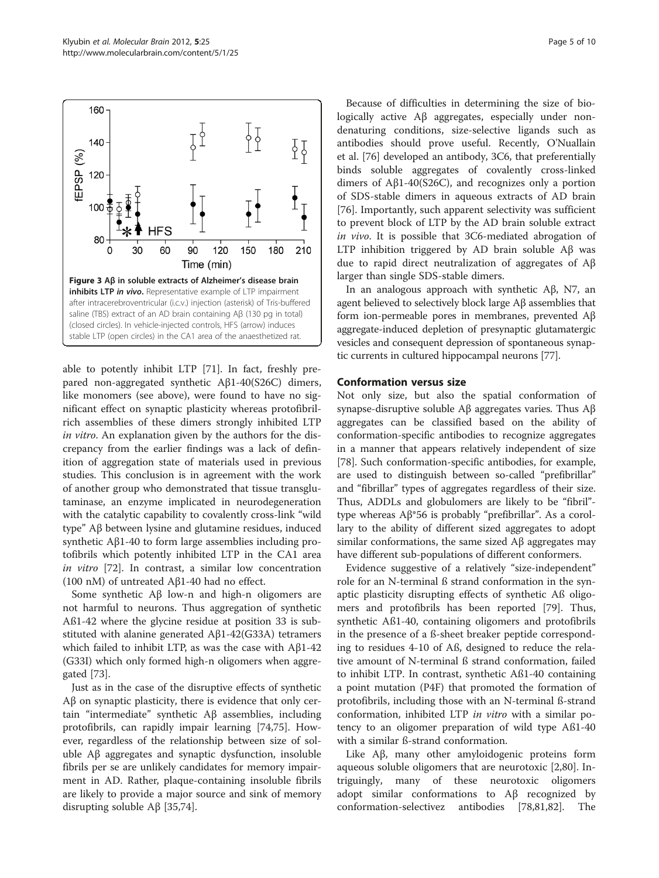**Figure 3 Aβ in soluble extracts of Alzheimer's disease brain inhibits LTP *in vivo*.** Representative example of LTP impairment after intracerebroventricular (i.c.v.) injection (asterisk) of Tris-buffered saline (TBS) extract of an AD brain containing Aβ (130 pg in total) (closed circles). In vehicle-injected controls, HFS (arrow) induces stable LTP (open circles) in the CA1 area of the anaesthetized rat.

able to potently inhibit LTP [71]. In fact, freshly prepared non-aggregated synthetic Aβ1-40(S26C) dimers, like monomers (see above), were found to have no significant effect on synaptic plasticity whereas protofibril-rich assemblies of these dimers strongly inhibited LTP *in vitro*. An explanation given by the authors for the discrepancy from the earlier findings was a lack of definition of aggregation state of materials used in previous studies. This conclusion is in agreement with the work of another group who demonstrated that tissue transglutaminase, an enzyme implicated in neurodegeneration with the catalytic capability to covalently cross-link "wild type" Aβ between lysine and glutamine residues, induced synthetic Aβ1-40 to form large assemblies including protofibrils which potently inhibited LTP in the CA1 area *in vitro* [72]. In contrast, a similar low concentration (100 nM) of untreated Aβ1-40 had no effect.

Some synthetic Aβ low-n and high-n oligomers are not harmful to neurons. Thus aggregation of synthetic Aß1-42 where the glycine residue at position 33 is substituted with alanine generated Aβ1-42(G33A) tetramers which failed to inhibit LTP, as was the case with Aβ1-42 (G33I) which only formed high-n oligomers when aggregated [73].

Just as in the case of the disruptive effects of synthetic Aβ on synaptic plasticity, there is evidence that only certain "intermediate" synthetic Aβ assemblies, including protofibrils, can rapidly impair learning [74,75]. However, regardless of the relationship between size of soluble Aβ aggregates and synaptic dysfunction, insoluble fibrils per se are unlikely candidates for memory impairment in AD. Rather, plaque-containing insoluble fibrils are likely to provide a major source and sink of memory disrupting soluble Aβ [35,74].

Because of difficulties in determining the size of biologically active Aβ aggregates, especially under non-denaturing conditions, size-selective ligands such as antibodies should prove useful. Recently, O'Nuallain et al. [76] developed an antibody, 3C6, that preferentially binds soluble aggregates of covalently cross-linked dimers of Aβ1-40(S26C), and recognizes only a portion of SDS-stable dimers in aqueous extracts of AD brain [76]. Importantly, such apparent selectivity was sufficient to prevent block of LTP by the AD brain soluble extract *in vivo*. It is possible that 3C6-mediated abrogation of LTP inhibition triggered by AD brain soluble Aβ was due to rapid direct neutralization of aggregates of Aβ larger than single SDS-stable dimers.

In an analogous approach with synthetic Aβ, N7, an agent believed to selectively block large Aβ assemblies that form ion-permeable pores in membranes, prevented Aβ aggregate-induced depletion of presynaptic glutamatergic vesicles and consequent depression of spontaneous synaptic currents in cultured hippocampal neurons [77].

## Conformation versus size

Not only size, but also the spatial conformation of synapse-disruptive soluble Aβ aggregates varies. Thus Aβ aggregates can be classified based on the ability of conformation-specific antibodies to recognize aggregates in a manner that appears relatively independent of size [78]. Such conformation-specific antibodies, for example, are used to distinguish between so-called "prefibrillar" and "fibrillar" types of aggregates regardless of their size. Thus, ADDLs and globulomers are likely to be "fibril"-type whereas Aβ*56 is probably "prefibrillar". As a corollary to the ability of different sized aggregates to adopt similar conformations, the same sized Aβ aggregates may have different sub-populations of different conformers.

Evidence suggestive of a relatively "size-independent" role for an N-terminal ß strand conformation in the synaptic plasticity disrupting effects of synthetic Aß oligomers and protofibrils has been reported [79]. Thus, synthetic Aß1-40, containing oligomers and protofibrils in the presence of a ß-sheet breaker peptide corresponding to residues 4-10 of Aß, designed to reduce the relative amount of N-terminal ß strand conformation, failed to inhibit LTP. In contrast, synthetic Aß1-40 containing a point mutation (P4F) that promoted the formation of protofibrils, including those with an N-terminal ß-strand conformation, inhibited LTP *in vitro* with a similar potency to an oligomer preparation of wild type Aß1-40 with a similar ß-strand conformation.

Like Aβ, many other amyloidogenic proteins form aqueous soluble oligomers that are neurotoxic [2,80]. Intriguingly, many of these neurotoxic oligomers adopt similar conformations to Aβ recognized by conformation-selectivez antibodies [78,81,82]. The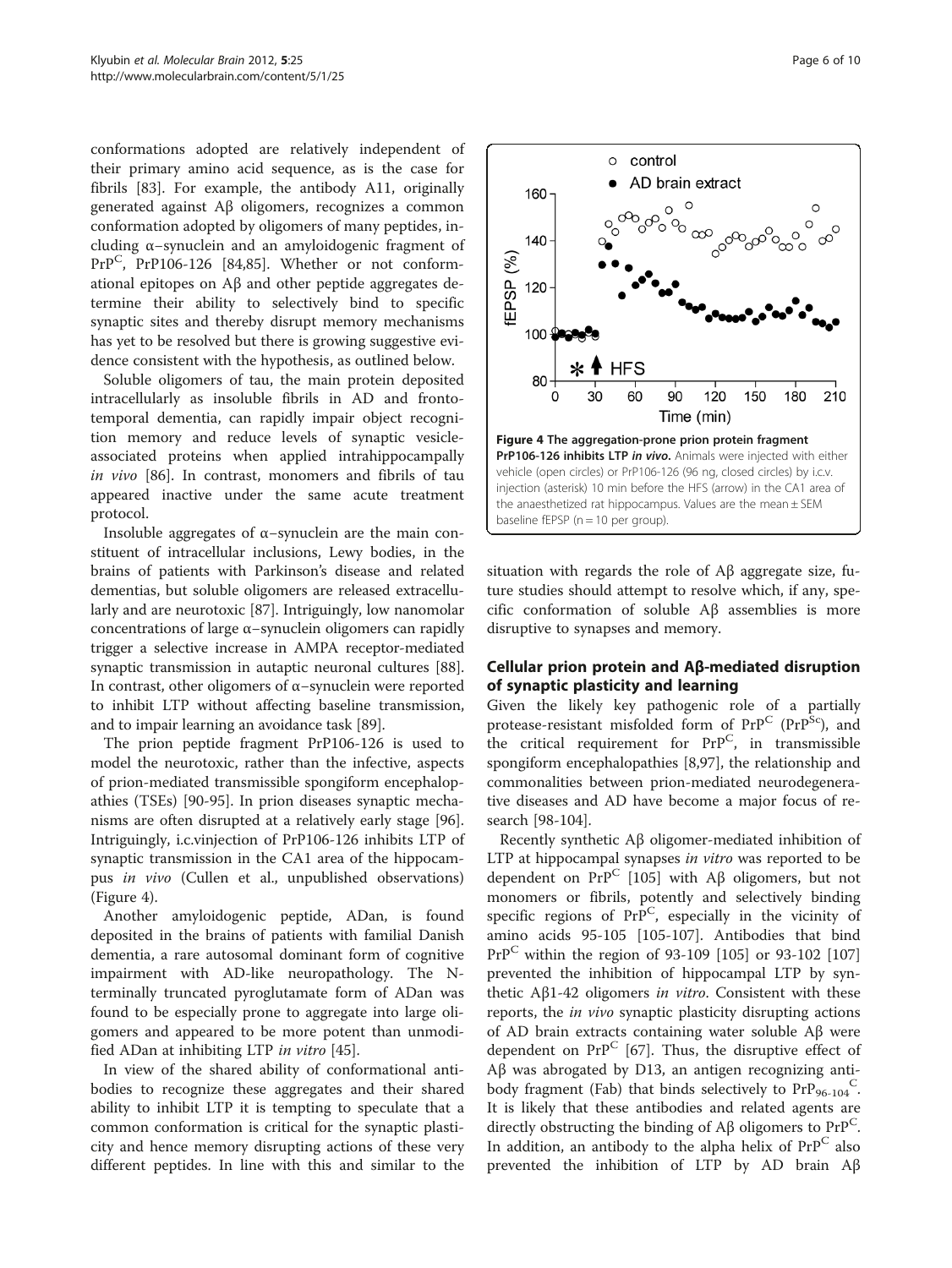conformations adopted are relatively independent of their primary amino acid sequence, as is the case for fibrils [83]. For example, the antibody A11, originally generated against Aβ oligomers, recognizes a common conformation adopted by oligomers of many peptides, including α–synuclein and an amyloidogenic fragment of $PrP^C$, PrP106-126 [84,85]. Whether or not conformational epitopes on Aβ and other peptide aggregates determine their ability to selectively bind to specific synaptic sites and thereby disrupt memory mechanisms has yet to be resolved but there is growing suggestive evidence consistent with the hypothesis, as outlined below.

Soluble oligomers of tau, the main protein deposited intracellularly as insoluble fibrils in AD and frontotemporal dementia, can rapidly impair object recognition memory and reduce levels of synaptic vesicle-associated proteins when applied intrahippocampally *in vivo* [86]. In contrast, monomers and fibrils of tau appeared inactive under the same acute treatment protocol.

Insoluble aggregates of α–synuclein are the main constituent of intracellular inclusions, Lewy bodies, in the brains of patients with Parkinson's disease and related dementias, but soluble oligomers are released extracellularly and are neurotoxic [87]. Intriguingly, low nanomolar concentrations of large α–synuclein oligomers can rapidly trigger a selective increase in AMPA receptor-mediated synaptic transmission in autaptic neuronal cultures [88]. In contrast, other oligomers of α–synuclein were reported to inhibit LTP without affecting baseline transmission, and to impair learning an avoidance task [89].

The prion peptide fragment PrP106-126 is used to model the neurotoxic, rather than the infective, aspects of prion-mediated transmissible spongiform encephalopathies (TSEs) [90-95]. In prion diseases synaptic mechanisms are often disrupted at a relatively early stage [96]. Intriguingly, i.c.vinjection of PrP106-126 inhibits LTP of synaptic transmission in the CA1 area of the hippocampus *in vivo* (Cullen et al., unpublished observations) (Figure 4).

Another amyloidogenic peptide, ADan, is found deposited in the brains of patients with familial Danish dementia, a rare autosomal dominant form of cognitive impairment with AD-like neuropathology. The N-terminally truncated pyroglutamate form of ADan was found to be especially prone to aggregate into large oligomers and appeared to be more potent than unmodified ADan at inhibiting LTP *in vitro* [45].

In view of the shared ability of conformational antibodies to recognize these aggregates and their shared ability to inhibit LTP it is tempting to speculate that a common conformation is critical for the synaptic plasticity and hence memory disrupting actions of these very different peptides. In line with this and similar to the situation with regards the role of Aβ aggregate size, future studies should attempt to resolve which, if any, specific conformation of soluble Aβ assemblies is more disruptive to synapses and memory.

○ control
● AD brain extract
fEPSP (%)
160
140
120
100
80
* ↑ HFS
0 30 60 90 120 150 180 210
Time (min)

**Figure 4 The aggregation-prone prion protein fragment PrP106-126 inhibits LTP *in vivo*.** Animals were injected with either vehicle (open circles) or PrP106-126 (96 ng, closed circles) by i.c.v. injection (asterisk) 10 min before the HFS (arrow) in the CA1 area of the anaesthetized rat hippocampus. Values are the mean ± SEM baseline fEPSP (n = 10 per group).

## Cellular prion protein and Aβ-mediated disruption of synaptic plasticity and learning

Given the likely key pathogenic role of a partially protease-resistant misfolded form of $PrP^C$ ($PrP^{Sc}$), and the critical requirement for $PrP^C$, in transmissible spongiform encephalopathies [8,97], the relationship and commonalities between prion-mediated neurodegenerative diseases and AD have become a major focus of research [98-104].

Recently synthetic Aβ oligomer-mediated inhibition of LTP at hippocampal synapses *in vitro* was reported to be dependent on $PrP^C$ [105] with Aβ oligomers, but not monomers or fibrils, potently and selectively binding specific regions of $PrP^C$, especially in the vicinity of amino acids 95-105 [105-107]. Antibodies that bind $PrP^C$ within the region of 93-109 [105] or 93-102 [107] prevented the inhibition of hippocampal LTP by synthetic Aβ1-42 oligomers *in vitro*. Consistent with these reports, the *in vivo* synaptic plasticity disrupting actions of AD brain extracts containing water soluble Aβ were dependent on $PrP^C$ [67]. Thus, the disruptive effect of Aβ was abrogated by D13, an antigen recognizing antibody fragment (Fab) that binds selectively to $PrP_{96\text{-}104}^{C}$. It is likely that these antibodies and related agents are directly obstructing the binding of Aβ oligomers to $PrP^C$. In addition, an antibody to the alpha helix of $PrP^C$ also prevented the inhibition of LTP by AD brain Aβ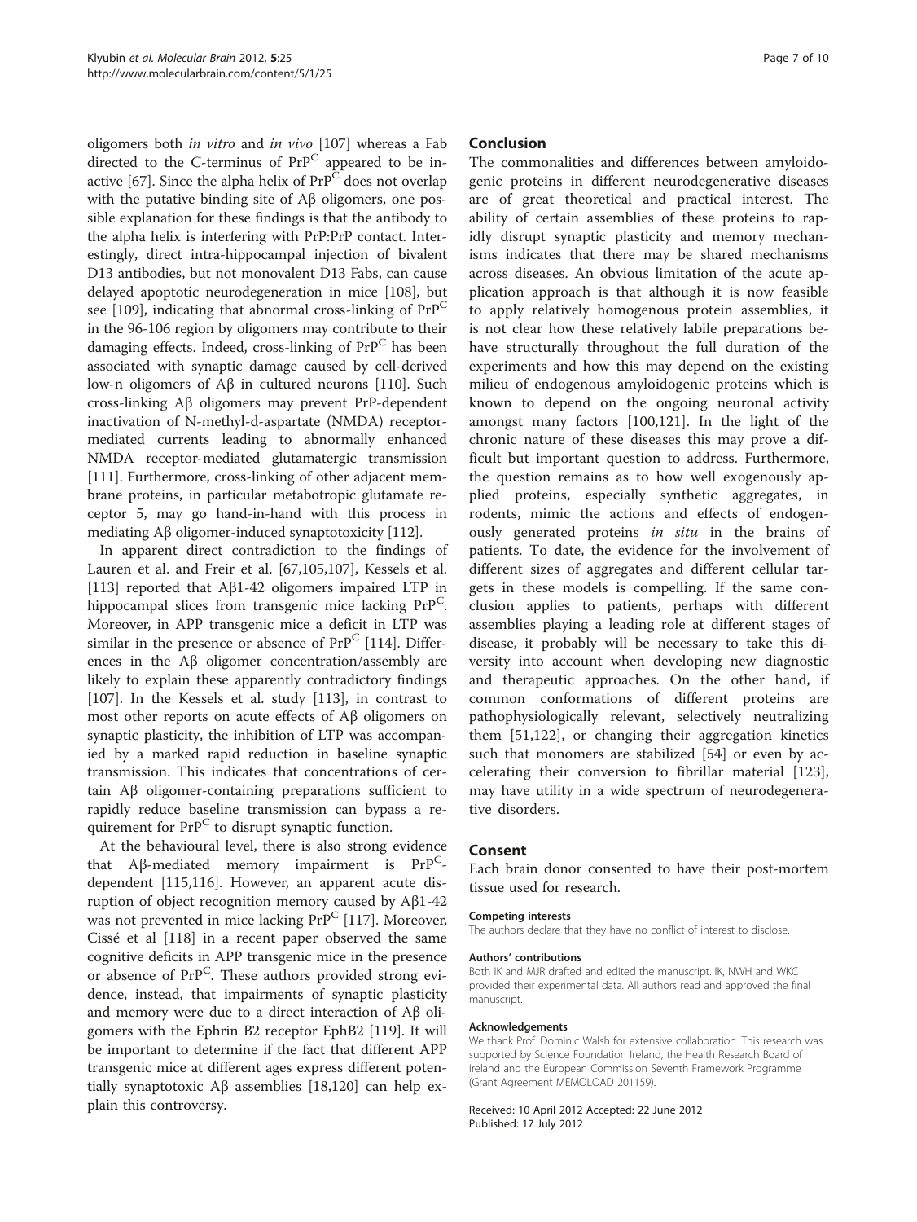oligomers both *in vitro* and *in vivo* [107] whereas a Fab directed to the C-terminus of $PrP^C$ appeared to be inactive [67]. Since the alpha helix of $PrP^C$ does not overlap with the putative binding site of Aβ oligomers, one possible explanation for these findings is that the antibody to the alpha helix is interfering with PrP:PrP contact. Interestingly, direct intra-hippocampal injection of bivalent D13 antibodies, but not monovalent D13 Fabs, can cause delayed apoptotic neurodegeneration in mice [108], but see [109], indicating that abnormal cross-linking of $PrP^C$ in the 96-106 region by oligomers may contribute to their damaging effects. Indeed, cross-linking of $PrP^C$ has been associated with synaptic damage caused by cell-derived low-n oligomers of Aβ in cultured neurons [110]. Such cross-linking Aβ oligomers may prevent PrP-dependent inactivation of N-methyl-d-aspartate (NMDA) receptor-mediated currents leading to abnormally enhanced NMDA receptor-mediated glutamatergic transmission [111]. Furthermore, cross-linking of other adjacent membrane proteins, in particular metabotropic glutamate receptor 5, may go hand-in-hand with this process in mediating Aβ oligomer-induced synaptotoxicity [112].

In apparent direct contradiction to the findings of Lauren et al. and Freir et al. [67,105,107], Kessels et al. [113] reported that Aβ1-42 oligomers impaired LTP in hippocampal slices from transgenic mice lacking $PrP^C$. Moreover, in APP transgenic mice a deficit in LTP was similar in the presence or absence of $PrP^C$ [114]. Differences in the Aβ oligomer concentration/assembly are likely to explain these apparently contradictory findings [107]. In the Kessels et al. study [113], in contrast to most other reports on acute effects of Aβ oligomers on synaptic plasticity, the inhibition of LTP was accompanied by a marked rapid reduction in baseline synaptic transmission. This indicates that concentrations of certain Aβ oligomer-containing preparations sufficient to rapidly reduce baseline transmission can bypass a requirement for $PrP^C$ to disrupt synaptic function.

At the behavioural level, there is also strong evidence that Aβ-mediated memory impairment is $PrP^C$-dependent [115,116]. However, an apparent acute disruption of object recognition memory caused by Aβ1-42 was not prevented in mice lacking $PrP^C$ [117]. Moreover, Cissé et al [118] in a recent paper observed the same cognitive deficits in APP transgenic mice in the presence or absence of $PrP^C$. These authors provided strong evidence, instead, that impairments of synaptic plasticity and memory were due to a direct interaction of Aβ oligomers with the Ephrin B2 receptor EphB2 [119]. It will be important to determine if the fact that different APP transgenic mice at different ages express different potentially synaptotoxic Aβ assemblies [18,120] can help explain this controversy.

## Conclusion

The commonalities and differences between amyloidogenic proteins in different neurodegenerative diseases are of great theoretical and practical interest. The ability of certain assemblies of these proteins to rapidly disrupt synaptic plasticity and memory mechanisms indicates that there may be shared mechanisms across diseases. An obvious limitation of the acute application approach is that although it is now feasible to apply relatively homogenous protein assemblies, it is not clear how these relatively labile preparations behave structurally throughout the full duration of the experiments and how this may depend on the existing milieu of endogenous amyloidogenic proteins which is known to depend on the ongoing neuronal activity amongst many factors [100,121]. In the light of the chronic nature of these diseases this may prove a difficult but important question to address. Furthermore, the question remains as to how well exogenously applied proteins, especially synthetic aggregates, in rodents, mimic the actions and effects of endogenously generated proteins *in situ* in the brains of patients. To date, the evidence for the involvement of different sizes of aggregates and different cellular targets in these models is compelling. If the same conclusion applies to patients, perhaps with different assemblies playing a leading role at different stages of disease, it probably will be necessary to take this diversity into account when developing new diagnostic and therapeutic approaches. On the other hand, if common conformations of different proteins are pathophysiologically relevant, selectively neutralizing them [51,122], or changing their aggregation kinetics such that monomers are stabilized [54] or even by accelerating their conversion to fibrillar material [123], may have utility in a wide spectrum of neurodegenerative disorders.

## Consent

Each brain donor consented to have their post-mortem tissue used for research.

#### Competing interests

The authors declare that they have no conflict of interest to disclose.

#### Authors' contributions

Both IK and MJR drafted and edited the manuscript. IK, NWH and WKC provided their experimental data. All authors read and approved the final manuscript.

#### Acknowledgements

We thank Prof. Dominic Walsh for extensive collaboration. This research was supported by Science Foundation Ireland, the Health Research Board of Ireland and the European Commission Seventh Framework Programme (Grant Agreement MEMOLOAD 201159).

Received: 10 April 2012 Accepted: 22 June 2012
Published: 17 July 2012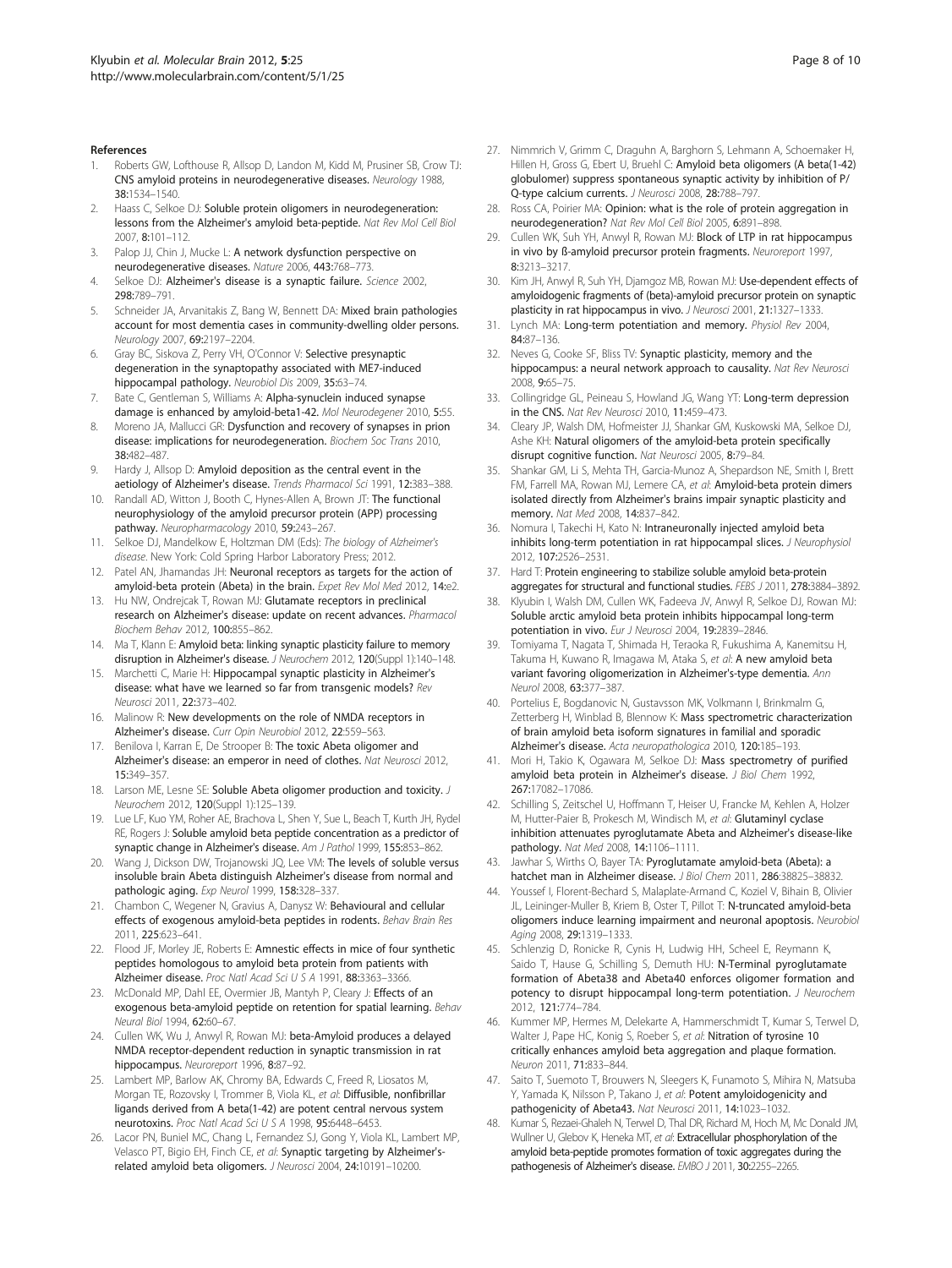## References

1. Roberts GW, Lofthouse R, Allsop D, Landon M, Kidd M, Prusiner SB, Crow TJ: **CNS amyloid proteins in neurodegenerative diseases.** *Neurology* 1988, **38:**1534–1540.
2. Haass C, Selkoe DJ: **Soluble protein oligomers in neurodegeneration: lessons from the Alzheimer's amyloid beta-peptide.** *Nat Rev Mol Cell Biol* 2007, **8:**101–112.
3. Palop JJ, Chin J, Mucke L: **A network dysfunction perspective on neurodegenerative diseases.** *Nature* 2006, **443:**768–773.
4. Selkoe DJ: **Alzheimer's disease is a synaptic failure.** *Science* 2002, **298:**789–791.
5. Schneider JA, Arvanitakis Z, Bang W, Bennett DA: **Mixed brain pathologies account for most dementia cases in community-dwelling older persons.** *Neurology* 2007, **69:**2197–2204.
6. Gray BC, Siskova Z, Perry VH, O'Connor V: **Selective presynaptic degeneration in the synaptopathy associated with ME7-induced hippocampal pathology.** *Neurobiol Dis* 2009, **35:**63–74.
7. Bate C, Gentleman S, Williams A: **Alpha-synuclein induced synapse damage is enhanced by amyloid-beta1-42.** *Mol Neurodegener* 2010, **5:**55.
8. Moreno JA, Mallucci GR: **Dysfunction and recovery of synapses in prion disease: implications for neurodegeneration.** *Biochem Soc Trans* 2010, **38:**482–487.
9. Hardy J, Allsop D: **Amyloid deposition as the central event in the aetiology of Alzheimer's disease.** *Trends Pharmacol Sci* 1991, **12:**383–388.
10. Randall AD, Witton J, Booth C, Hynes-Allen A, Brown JT: **The functional neurophysiology of the amyloid precursor protein (APP) processing pathway.** *Neuropharmacology* 2010, **59:**243–267.
11. Selkoe DJ, Mandelkow E, Holtzman DM (Eds): *The biology of Alzheimer's disease.* New York: Cold Spring Harbor Laboratory Press; 2012.
12. Patel AN, Jhamandas JH: **Neuronal receptors as targets for the action of amyloid-beta protein (Abeta) in the brain.** *Expet Rev Mol Med* 2012, **14:**e2.
13. Hu NW, Ondrejcak T, Rowan MJ: **Glutamate receptors in preclinical research on Alzheimer's disease: update on recent advances.** *Pharmacol Biochem Behav* 2012, **100:**855–862.
14. Ma T, Klann E: **Amyloid beta: linking synaptic plasticity failure to memory disruption in Alzheimer's disease.** *J Neurochem* 2012, **120**(Suppl 1):140–148.
15. Marchetti C, Marie H: **Hippocampal synaptic plasticity in Alzheimer's disease: what have we learned so far from transgenic models?** *Rev Neurosci* 2011, **22:**373–402.
16. Malinow R: **New developments on the role of NMDA receptors in Alzheimer's disease.** *Curr Opin Neurobiol* 2012, **22:**559–563.
17. Benilova I, Karran E, De Strooper B: **The toxic Abeta oligomer and Alzheimer's disease: an emperor in need of clothes.** *Nat Neurosci* 2012, **15:**349–357.
18. Larson ME, Lesne SE: **Soluble Abeta oligomer production and toxicity.** *J Neurochem* 2012, **120**(Suppl 1):125–139.
19. Lue LF, Kuo YM, Roher AE, Brachova L, Shen Y, Sue L, Beach T, Kurth JH, Rydel RE, Rogers J: **Soluble amyloid beta peptide concentration as a predictor of synaptic change in Alzheimer's disease.** *Am J Pathol* 1999, **155:**853–862.
20. Wang J, Dickson DW, Trojanowski JQ, Lee VM: **The levels of soluble versus insoluble brain Abeta distinguish Alzheimer's disease from normal and pathologic aging.** *Exp Neurol* 1999, **158:**328–337.
21. Chambon C, Wegener N, Gravius A, Danysz W: **Behavioural and cellular effects of exogenous amyloid-beta peptides in rodents.** *Behav Brain Res* 2011, **225:**623–641.
22. Flood JF, Morley JE, Roberts E: **Amnestic effects in mice of four synthetic peptides homologous to amyloid beta protein from patients with Alzheimer disease.** *Proc Natl Acad Sci U S A* 1991, **88:**3363–3366.
23. McDonald MP, Dahl EE, Overmier JB, Mantyh P, Cleary J: **Effects of an exogenous beta-amyloid peptide on retention for spatial learning.** *Behav Neural Biol* 1994, **62:**60–67.
24. Cullen WK, Wu J, Anwyl R, Rowan MJ: **beta-Amyloid produces a delayed NMDA receptor-dependent reduction in synaptic transmission in rat hippocampus.** *Neuroreport* 1996, **8:**87–92.
25. Lambert MP, Barlow AK, Chromy BA, Edwards C, Freed R, Liosatos M, Morgan TE, Rozovsky I, Trommer B, Viola KL, *et al*: **Diffusible, nonfibrillar ligands derived from A beta(1-42) are potent central nervous system neurotoxins.** *Proc Natl Acad Sci U S A* 1998, **95:**6448–6453.
26. Lacor PN, Buniel MC, Chang L, Fernandez SJ, Gong Y, Viola KL, Lambert MP, Velasco PT, Bigio EH, Finch CE, *et al*: **Synaptic targeting by Alzheimer's-related amyloid beta oligomers.** *J Neurosci* 2004, **24:**10191–10200.
27. Nimmrich V, Grimm C, Draguhn A, Barghorn S, Lehmann A, Schoemaker H, Hillen H, Gross G, Ebert U, Bruehl C: **Amyloid beta oligomers (A beta(1-42) globulomer) suppress spontaneous synaptic activity by inhibition of P/Q-type calcium currents.** *J Neurosci* 2008, **28:**788–797.
28. Ross CA, Poirier MA: **Opinion: what is the role of protein aggregation in neurodegeneration?** *Nat Rev Mol Cell Biol* 2005, **6:**891–898.
29. Cullen WK, Suh YH, Anwyl R, Rowan MJ: **Block of LTP in rat hippocampus in vivo by ß-amyloid precursor protein fragments.** *Neuroreport* 1997, **8:**3213–3217.
30. Kim JH, Anwyl R, Suh YH, Djamgoz MB, Rowan MJ: **Use-dependent effects of amyloidogenic fragments of (beta)-amyloid precursor protein on synaptic plasticity in rat hippocampus in vivo.** *J Neurosci* 2001, **21:**1327–1333.
31. Lynch MA: **Long-term potentiation and memory.** *Physiol Rev* 2004, **84:**87–136.
32. Neves G, Cooke SF, Bliss TV: **Synaptic plasticity, memory and the hippocampus: a neural network approach to causality.** *Nat Rev Neurosci* 2008, **9:**65–75.
33. Collingridge GL, Peineau S, Howland JG, Wang YT: **Long-term depression in the CNS.** *Nat Rev Neurosci* 2010, **11:**459–473.
34. Cleary JP, Walsh DM, Hofmeister JJ, Shankar GM, Kuskowski MA, Selkoe DJ, Ashe KH: **Natural oligomers of the amyloid-beta protein specifically disrupt cognitive function.** *Nat Neurosci* 2005, **8:**79–84.
35. Shankar GM, Li S, Mehta TH, Garcia-Munoz A, Shepardson NE, Smith I, Brett FM, Farrell MA, Rowan MJ, Lemere CA, *et al*: **Amyloid-beta protein dimers isolated directly from Alzheimer's brains impair synaptic plasticity and memory.** *Nat Med* 2008, **14:**837–842.
36. Nomura I, Takechi H, Kato N: **Intraneuronally injected amyloid beta inhibits long-term potentiation in rat hippocampal slices.** *J Neurophysiol* 2012, **107:**2526–2531.
37. Hard T: **Protein engineering to stabilize soluble amyloid beta-protein aggregates for structural and functional studies.** *FEBS J* 2011, **278:**3884–3892.
38. Klyubin I, Walsh DM, Cullen WK, Fadeeva JV, Anwyl R, Selkoe DJ, Rowan MJ: **Soluble arctic amyloid beta protein inhibits hippocampal long-term potentiation in vivo.** *Eur J Neurosci* 2004, **19:**2839–2846.
39. Tomiyama T, Nagata T, Shimada H, Teraoka R, Fukushima A, Kanemitsu H, Takuma H, Kuwano R, Imagawa M, Ataka S, *et al*: **A new amyloid beta variant favoring oligomerization in Alzheimer's-type dementia.** *Ann Neurol* 2008, **63:**377–387.
40. Portelius E, Bogdanovic N, Gustavsson MK, Volkmann I, Brinkmalm G, Zetterberg H, Winblad B, Blennow K: **Mass spectrometric characterization of brain amyloid beta isoform signatures in familial and sporadic Alzheimer's disease.** *Acta neuropathologica* 2010, **120:**185–193.
41. Mori H, Takio K, Ogawara M, Selkoe DJ: **Mass spectrometry of purified amyloid beta protein in Alzheimer's disease.** *J Biol Chem* 1992, **267:**17082–17086.
42. Schilling S, Zeitschel U, Hoffmann T, Heiser U, Francke M, Kehlen A, Holzer M, Hutter-Paier B, Prokesch M, Windisch M, *et al*: **Glutaminyl cyclase inhibition attenuates pyroglutamate Abeta and Alzheimer's disease-like pathology.** *Nat Med* 2008, **14:**1106–1111.
43. Jawhar S, Wirths O, Bayer TA: **Pyroglutamate amyloid-beta (Abeta): a hatchet man in Alzheimer disease.** *J Biol Chem* 2011, **286:**38825–38832.
44. Youssef I, Florent-Bechard S, Malaplate-Armand C, Koziel V, Bihain B, Olivier JL, Leininger-Muller B, Kriem B, Oster T, Pillot T: **N-truncated amyloid-beta oligomers induce learning impairment and neuronal apoptosis.** *Neurobiol Aging* 2008, **29:**1319–1333.
45. Schlenzig D, Ronicke R, Cynis H, Ludwig HH, Scheel E, Reymann K, Saido T, Hause G, Schilling S, Demuth HU: **N-Terminal pyroglutamate formation of Abeta38 and Abeta40 enforces oligomer formation and potency to disrupt hippocampal long-term potentiation.** *J Neurochem* 2012, **121:**774–784.
46. Kummer MP, Hermes M, Delekarte A, Hammerschmidt T, Kumar S, Terwel D, Walter J, Pape HC, Konig S, Roeber S, *et al*: **Nitration of tyrosine 10 critically enhances amyloid beta aggregation and plaque formation.** *Neuron* 2011, **71:**833–844.
47. Saito T, Suemoto T, Brouwers N, Sleegers K, Funamoto S, Mihira N, Matsuba Y, Yamada K, Nilsson P, Takano J, *et al*: **Potent amyloidogenicity and pathogenicity of Abeta43.** *Nat Neurosci* 2011, **14:**1023–1032.
48. Kumar S, Rezaei-Ghaleh N, Terwel D, Thal DR, Richard M, Hoch M, Mc Donald JM, Wullner U, Glebov K, Heneka MT, *et al*: **Extracellular phosphorylation of the amyloid beta-peptide promotes formation of toxic aggregates during the pathogenesis of Alzheimer's disease.** *EMBO J* 2011, **30:**2255–2265.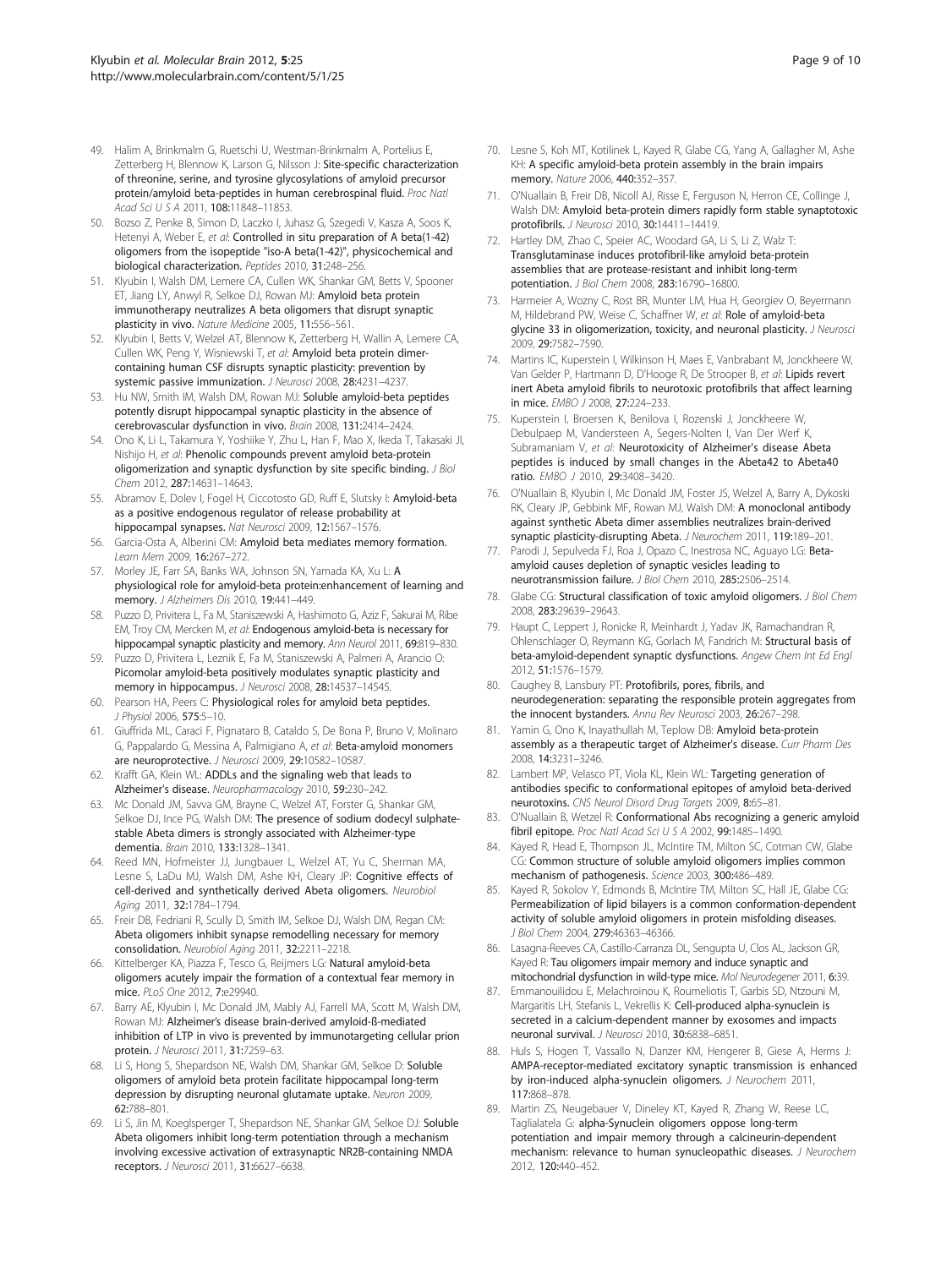49. Halim A, Brinkmalm G, Ruetschi U, Westman-Brinkmalm A, Portelius E, Zetterberg H, Blennow K, Larson G, Nilsson J: **Site-specific characterization of threonine, serine, and tyrosine glycosylations of amyloid precursor protein/amyloid beta-peptides in human cerebrospinal fluid.** *Proc Natl Acad Sci U S A* 2011, **108:**11848–11853.
50. Bozso Z, Penke B, Simon D, Laczko I, Juhasz G, Szegedi V, Kasza A, Soos K, Hetenyi A, Weber E, *et al*: **Controlled in situ preparation of A beta(1-42) oligomers from the isopeptide "iso-A beta(1-42)", physicochemical and biological characterization.** *Peptides* 2010, **31:**248–256.
51. Klyubin I, Walsh DM, Lemere CA, Cullen WK, Shankar GM, Betts V, Spooner ET, Jiang LY, Anwyl R, Selkoe DJ, Rowan MJ: **Amyloid beta protein immunotherapy neutralizes A beta oligomers that disrupt synaptic plasticity in vivo.** *Nature Medicine* 2005, **11:**556–561.
52. Klyubin I, Betts V, Welzel AT, Blennow K, Zetterberg H, Wallin A, Lemere CA, Cullen WK, Peng Y, Wisniewski T, *et al*: **Amyloid beta protein dimer-containing human CSF disrupts synaptic plasticity: prevention by systemic passive immunization.** *J Neurosci* 2008, **28:**4231–4237.
53. Hu NW, Smith IM, Walsh DM, Rowan MJ: **Soluble amyloid-beta peptides potently disrupt hippocampal synaptic plasticity in the absence of cerebrovascular dysfunction in vivo.** *Brain* 2008, **131:**2414–2424.
54. Ono K, Li L, Takamura Y, Yoshiike Y, Zhu L, Han F, Mao X, Ikeda T, Takasaki JI, Nishijo H, *et al*: **Phenolic compounds prevent amyloid beta-protein oligomerization and synaptic dysfunction by site specific binding.** *J Biol Chem* 2012, **287:**14631–14643.
55. Abramov E, Dolev I, Fogel H, Ciccotosto GD, Ruff E, Slutsky I: **Amyloid-beta as a positive endogenous regulator of release probability at hippocampal synapses.** *Nat Neurosci* 2009, **12:**1567–1576.
56. Garcia-Osta A, Alberini CM: **Amyloid beta mediates memory formation.** *Learn Mem* 2009, **16:**267–272.
57. Morley JE, Farr SA, Banks WA, Johnson SN, Yamada KA, Xu L: **A physiological role for amyloid-beta protein:enhancement of learning and memory.** *J Alzheimers Dis* 2010, **19:**441–449.
58. Puzzo D, Privitera L, Fa M, Staniszewski A, Hashimoto G, Aziz F, Sakurai M, Ribe EM, Troy CM, Mercken M, *et al*: **Endogenous amyloid-beta is necessary for hippocampal synaptic plasticity and memory.** *Ann Neurol* 2011, **69:**819–830.
59. Puzzo D, Privitera L, Leznik E, Fa M, Staniszewski A, Palmeri A, Arancio O: **Picomolar amyloid-beta positively modulates synaptic plasticity and memory in hippocampus.** *J Neurosci* 2008, **28:**14537–14545.
60. Pearson HA, Peers C: **Physiological roles for amyloid beta peptides.** *J Physiol* 2006, **575:**5–10.
61. Giuffrida ML, Caraci F, Pignataro B, Cataldo S, De Bona P, Bruno V, Molinaro G, Pappalardo G, Messina A, Palmigiano A, *et al*: **Beta-amyloid monomers are neuroprotective.** *J Neurosci* 2009, **29:**10582–10587.
62. Krafft GA, Klein WL: **ADDLs and the signaling web that leads to Alzheimer's disease.** *Neuropharmacology* 2010, **59:**230–242.
63. Mc Donald JM, Savva GM, Brayne C, Welzel AT, Forster G, Shankar GM, Selkoe DJ, Ince PG, Walsh DM: **The presence of sodium dodecyl sulphate-stable Abeta dimers is strongly associated with Alzheimer-type dementia.** *Brain* 2010, **133:**1328–1341.
64. Reed MN, Hofmeister JJ, Jungbauer L, Welzel AT, Yu C, Sherman MA, Lesne S, LaDu MJ, Walsh DM, Ashe KH, Cleary JP: **Cognitive effects of cell-derived and synthetically derived Abeta oligomers.** *Neurobiol Aging* 2011, **32:**1784–1794.
65. Freir DB, Fedriani R, Scully D, Smith IM, Selkoe DJ, Walsh DM, Regan CM: **Abeta oligomers inhibit synapse remodelling necessary for memory consolidation.** *Neurobiol Aging* 2011, **32:**2211–2218.
66. Kittelberger KA, Piazza F, Tesco G, Reijmers LG: **Natural amyloid-beta oligomers acutely impair the formation of a contextual fear memory in mice.** *PLoS One* 2012, **7:**e29940.
67. Barry AE, Klyubin I, Mc Donald JM, Mably AJ, Farrell MA, Scott M, Walsh DM, Rowan MJ: **Alzheimer's disease brain-derived amyloid-ß-mediated inhibition of LTP in vivo is prevented by immunotargeting cellular prion protein.** *J Neurosci* 2011, **31:**7259–63.
68. Li S, Hong S, Shepardson NE, Walsh DM, Shankar GM, Selkoe D: **Soluble oligomers of amyloid beta protein facilitate hippocampal long-term depression by disrupting neuronal glutamate uptake.** *Neuron* 2009, **62:**788–801.
69. Li S, Jin M, Koeglsperger T, Shepardson NE, Shankar GM, Selkoe DJ: **Soluble Abeta oligomers inhibit long-term potentiation through a mechanism involving excessive activation of extrasynaptic NR2B-containing NMDA receptors.** *J Neurosci* 2011, **31:**6627–6638.
70. Lesne S, Koh MT, Kotilinek L, Kayed R, Glabe CG, Yang A, Gallagher M, Ashe KH: **A specific amyloid-beta protein assembly in the brain impairs memory.** *Nature* 2006, **440:**352–357.
71. O'Nuallain B, Freir DB, Nicoll AJ, Risse E, Ferguson N, Herron CE, Collinge J, Walsh DM: **Amyloid beta-protein dimers rapidly form stable synaptotoxic protofibrils.** *J Neurosci* 2010, **30:**14411–14419.
72. Hartley DM, Zhao C, Speier AC, Woodard GA, Li S, Li Z, Walz T: **Transglutaminase induces protofibril-like amyloid beta-protein assemblies that are protease-resistant and inhibit long-term potentiation.** *J Biol Chem* 2008, **283:**16790–16800.
73. Harmeier A, Wozny C, Rost BR, Munter LM, Hua H, Georgiev O, Beyermann M, Hildebrand PW, Weise C, Schaffner W, *et al*: **Role of amyloid-beta glycine 33 in oligomerization, toxicity, and neuronal plasticity.** *J Neurosci* 2009, **29:**7582–7590.
74. Martins IC, Kuperstein I, Wilkinson H, Maes E, Vanbrabant M, Jonckheere W, Van Gelder P, Hartmann D, D'Hooge R, De Strooper B, *et al*: **Lipids revert inert Abeta amyloid fibrils to neurotoxic protofibrils that affect learning in mice.** *EMBO J* 2008, **27:**224–233.
75. Kuperstein I, Broersen K, Benilova I, Rozenski J, Jonckheere W, Debulpaep M, Vandersteen A, Segers-Nolten I, Van Der Werf K, Subramaniam V, *et al*: **Neurotoxicity of Alzheimer's disease Abeta peptides is induced by small changes in the Abeta42 to Abeta40 ratio.** *EMBO J* 2010, **29:**3408–3420.
76. O'Nuallain B, Klyubin I, Mc Donald JM, Foster JS, Welzel A, Barry A, Dykoski RK, Cleary JP, Gebbink MF, Rowan MJ, Walsh DM: **A monoclonal antibody against synthetic Abeta dimer assemblies neutralizes brain-derived synaptic plasticity-disrupting Abeta.** *J Neurochem* 2011, **119:**189–201.
77. Parodi J, Sepulveda FJ, Roa J, Opazo C, Inestrosa NC, Aguayo LG: **Beta-amyloid causes depletion of synaptic vesicles leading to neurotransmission failure.** *J Biol Chem* 2010, **285:**2506–2514.
78. Glabe CG: **Structural classification of toxic amyloid oligomers.** *J Biol Chem* 2008, **283:**29639–29643.
79. Haupt C, Leppert J, Ronicke R, Meinhardt J, Yadav JK, Ramachandran R, Ohlenschlager O, Reymann KG, Gorlach M, Fandrich M: **Structural basis of beta-amyloid-dependent synaptic dysfunctions.** *Angew Chem Int Ed Engl* 2012, **51:**1576–1579.
80. Caughey B, Lansbury PT: **Protofibrils, pores, fibrils, and neurodegeneration: separating the responsible protein aggregates from the innocent bystanders.** *Annu Rev Neurosci* 2003, **26:**267–298.
81. Yamin G, Ono K, Inayathullah M, Teplow DB: **Amyloid beta-protein assembly as a therapeutic target of Alzheimer's disease.** *Curr Pharm Des* 2008, **14:**3231–3246.
82. Lambert MP, Velasco PT, Viola KL, Klein WL: **Targeting generation of antibodies specific to conformational epitopes of amyloid beta-derived neurotoxins.** *CNS Neurol Disord Drug Targets* 2009, **8:**65–81.
83. O'Nuallain B, Wetzel R: **Conformational Abs recognizing a generic amyloid fibril epitope.** *Proc Natl Acad Sci U S A* 2002, **99:**1485–1490.
84. Kayed R, Head E, Thompson JL, McIntire TM, Milton SC, Cotman CW, Glabe CG: **Common structure of soluble amyloid oligomers implies common mechanism of pathogenesis.** *Science* 2003, **300:**486–489.
85. Kayed R, Sokolov Y, Edmonds B, McIntire TM, Milton SC, Hall JE, Glabe CG: **Permeabilization of lipid bilayers is a common conformation-dependent activity of soluble amyloid oligomers in protein misfolding diseases.** *J Biol Chem* 2004, **279:**46363–46366.
86. Lasagna-Reeves CA, Castillo-Carranza DL, Sengupta U, Clos AL, Jackson GR, Kayed R: **Tau oligomers impair memory and induce synaptic and mitochondrial dysfunction in wild-type mice.** *Mol Neurodegener* 2011, **6:**39.
87. Emmanouilidou E, Melachroinou K, Roumeliotis T, Garbis SD, Ntzouni M, Margaritis LH, Stefanis L, Vekrellis K: **Cell-produced alpha-synuclein is secreted in a calcium-dependent manner by exosomes and impacts neuronal survival.** *J Neurosci* 2010, **30:**6838–6851.
88. Huls S, Hogen T, Vassallo N, Danzer KM, Hengerer B, Giese A, Herms J: **AMPA-receptor-mediated excitatory synaptic transmission is enhanced by iron-induced alpha-synuclein oligomers.** *J Neurochem* 2011, **117:**868–878.
89. Martin ZS, Neugebauer V, Dineley KT, Kayed R, Zhang W, Reese LC, Taglialatela G: **alpha-Synuclein oligomers oppose long-term potentiation and impair memory through a calcineurin-dependent mechanism: relevance to human synucleopathic diseases.** *J Neurochem* 2012, **120:**440–452.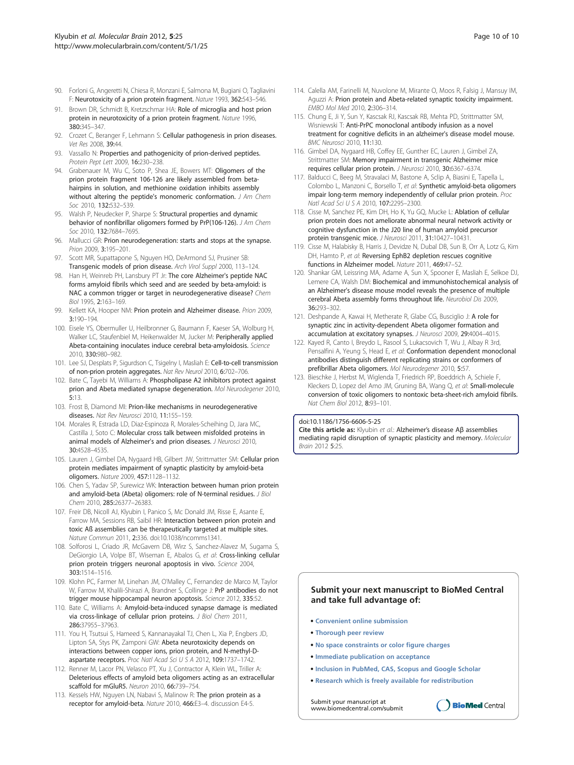90. Forloni G, Angeretti N, Chiesa R, Monzani E, Salmona M, Bugiani O, Tagliavini F: Neurotoxicity of a prion protein fragment. *Nature* 1993, **362**:543–546.
91. Brown DR, Schmidt B, Kretzschmar HA: Role of microglia and host prion protein in neurotoxicity of a prion protein fragment. *Nature* 1996, **380**:345–347.
92. Crozet C, Beranger F, Lehmann S: Cellular pathogenesis in prion diseases. *Vet Res* 2008, **39**:44.
93. Vassallo N: Properties and pathogenicity of prion-derived peptides. *Protein Pept Lett* 2009, **16**:230–238.
94. Grabenauer M, Wu C, Soto P, Shea JE, Bowers MT: Oligomers of the prion protein fragment 106-126 are likely assembled from beta-hairpins in solution, and methionine oxidation inhibits assembly without altering the peptide's monomeric conformation. *J Am Chem Soc* 2010, **132**:532–539.
95. Walsh P, Neudecker P, Sharpe S: Structural properties and dynamic behavior of nonfibrillar oligomers formed by PrP(106-126). *J Am Chem Soc* 2010, **132**:7684–7695.
96. Mallucci GR: Prion neurodegeneration: starts and stops at the synapse. *Prion* 2009, **3**:195–201.
97. Scott MR, Supattapone S, Nguyen HO, DeArmond SJ, Prusiner SB: Transgenic models of prion disease. *Arch Virol Suppl* 2000, 113–124.
98. Han H, Weinreb PH, Lansbury PT Jr: The core Alzheimer's peptide NAC forms amyloid fibrils which seed and are seeded by beta-amyloid: is NAC a common trigger or target in neurodegenerative disease? *Chem Biol* 1995, **2**:163–169.
99. Kellett KA, Hooper NM: Prion protein and Alzheimer disease. *Prion* 2009, **3**:190–194.
100. Eisele YS, Obermuller U, Heilbronner G, Baumann F, Kaeser SA, Wolburg H, Walker LC, Staufenbiel M, Heikenwalder M, Jucker M: Peripherally applied Abeta-containing inoculates induce cerebral beta-amyloidosis. *Science* 2010, **330**:980–982.
101. Lee SJ, Desplats P, Sigurdson C, Tsigelny I, Masliah E: Cell-to-cell transmission of non-prion protein aggregates. *Nat Rev Neurol* 2010, **6**:702–706.
102. Bate C, Tayebi M, Williams A: Phospholipase A2 inhibitors protect against prion and Abeta mediated synapse degeneration. *Mol Neurodegener* 2010, **5**:13.
103. Frost B, Diamond MI: Prion-like mechanisms in neurodegenerative diseases. *Nat Rev Neurosci* 2010, **11**:155–159.
104. Morales R, Estrada LD, Diaz-Espinoza R, Morales-Scheihing D, Jara MC, Castilla J, Soto C: Molecular cross talk between misfolded proteins in animal models of Alzheimer's and prion diseases. *J Neurosci* 2010, **30**:4528–4535.
105. Lauren J, Gimbel DA, Nygaard HB, Gilbert JW, Strittmatter SM: Cellular prion protein mediates impairment of synaptic plasticity by amyloid-beta oligomers. *Nature* 2009, **457**:1128–1132.
106. Chen S, Yadav SP, Surewicz WK: Interaction between human prion protein and amyloid-beta (Abeta) oligomers: role of N-terminal residues. *J Biol Chem* 2010, **285**:26377–26383.
107. Freir DB, Nicoll AJ, Klyubin I, Panico S, Mc Donald JM, Risse E, Asante E, Farrow MA, Sessions RB, Saibil HR: Interaction between prion protein and toxic Aß assemblies can be therapeutically targeted at multiple sites. *Nature Commun* 2011, **2**:336. doi:10.1038/ncomms1341.
108. Solforosi L, Criado JR, McGavern DB, Wirz S, Sanchez-Alavez M, Sugama S, DeGiorgio LA, Volpe BT, Wiseman E, Abalos G, *et al*: Cross-linking cellular prion protein triggers neuronal apoptosis in vivo. *Science* 2004, **303**:1514–1516.
109. Klohn PC, Farmer M, Linehan JM, O'Malley C, Fernandez de Marco M, Taylor W, Farrow M, Khalili-Shirazi A, Brandner S, Collinge J: PrP antibodies do not trigger mouse hippocampal neuron apoptosis. *Science* 2012, **335**:52.
110. Bate C, Williams A: Amyloid-beta-induced synapse damage is mediated via cross-linkage of cellular prion proteins. *J Biol Chem* 2011, **286**:37955–37963.
111. You H, Tsutsui S, Hameed S, Kannanayakal TJ, Chen L, Xia P, Engbers JD, Lipton SA, Stys PK, Zamponi GW: Abeta neurotoxicity depends on interactions between copper ions, prion protein, and N-methyl-D-aspartate receptors. *Proc Natl Acad Sci U S A* 2012, **109**:1737–1742.
112. Renner M, Lacor PN, Velasco PT, Xu J, Contractor A, Klein WL, Triller A: Deleterious effects of amyloid beta oligomers acting as an extracellular scaffold for mGluR5. *Neuron* 2010, **66**:739–754.
113. Kessels HW, Nguyen LN, Nabavi S, Malinow R: The prion protein as a receptor for amyloid-beta. *Nature* 2010, **466**:E3–4. discussion E4-5.
114. Calella AM, Farinelli M, Nuvolone M, Mirante O, Moos R, Falsig J, Mansuy IM, Aguzzi A: Prion protein and Abeta-related synaptic toxicity impairment. *EMBO Mol Med* 2010, **2**:306–314.
115. Chung E, Ji Y, Sun Y, Kascsak RJ, Kascsak RB, Mehta PD, Strittmatter SM, Wisniewski T: Anti-PrPC monoclonal antibody infusion as a novel treatment for cognitive deficits in an alzheimer's disease model mouse. *BMC Neurosci* 2010, **11**:130.
116. Gimbel DA, Nygaard HB, Coffey EE, Gunther EC, Lauren J, Gimbel ZA, Strittmatter SM: Memory impairment in transgenic Alzheimer mice requires cellular prion protein. *J Neurosci* 2010, **30**:6367–6374.
117. Balducci C, Beeg M, Stravalaci M, Bastone A, Sclip A, Biasini E, Tapella L, Colombo L, Manzoni C, Borsello T, *et al*: Synthetic amyloid-beta oligomers impair long-term memory independently of cellular prion protein. *Proc Natl Acad Sci U S A* 2010, **107**:2295–2300.
118. Cisse M, Sanchez PE, Kim DH, Ho K, Yu GQ, Mucke L: Ablation of cellular prion protein does not ameliorate abnormal neural network activity or cognitive dysfunction in the J20 line of human amyloid precursor protein transgenic mice. *J Neurosci* 2011, **31**:10427–10431.
119. Cisse M, Halabisky B, Harris J, Devidze N, Dubal DB, Sun B, Orr A, Lotz G, Kim DH, Hamto P, *et al*: Reversing EphB2 depletion rescues cognitive functions in Alzheimer model. *Nature* 2011, **469**:47–52.
120. Shankar GM, Leissring MA, Adame A, Sun X, Spooner E, Masliah E, Selkoe DJ, Lemere CA, Walsh DM: Biochemical and immunohistochemical analysis of an Alzheimer's disease mouse model reveals the presence of multiple cerebral Abeta assembly forms throughout life. *Neurobiol Dis* 2009, **36**:293–302.
121. Deshpande A, Kawai H, Metherate R, Glabe CG, Busciglio J: A role for synaptic zinc in activity-dependent Abeta oligomer formation and accumulation at excitatory synapses. *J Neurosci* 2009, **29**:4004–4015.
122. Kayed R, Canto I, Breydo L, Rasool S, Lukacsovich T, Wu J, Albay R 3rd, Pensalfini A, Yeung S, Head E, *et al*: Conformation dependent monoclonal antibodies distinguish different replicating strains or conformers of prefibrillar Abeta oligomers. *Mol Neurodegener* 2010, **5**:57.
123. Bieschke J, Herbst M, Wiglenda T, Friedrich RP, Boeddrich A, Schiele F, Kleckers D, Lopez del Amo JM, Gruning BA, Wang Q, *et al*: Small-molecule conversion of toxic oligomers to nontoxic beta-sheet-rich amyloid fibrils. *Nat Chem Biol* 2012, **8**:93–101.

doi:10.1186/1756-6606-5-25

**Cite this article as:** Klyubin *et al.*: Alzheimer's disease Aβ assemblies mediating rapid disruption of synaptic plasticity and memory. *Molecular Brain* 2012 **5**:25.

**Submit your next manuscript to BioMed Central and take full advantage of:**

- **Convenient online submission**
- **Thorough peer review**
- **No space constraints or color figure charges**
- **Immediate publication on acceptance**
- **Inclusion in PubMed, CAS, Scopus and Google Scholar**
- **Research which is freely available for redistribution**

Submit your manuscript at
www.biomedcentral.com/submit

BioMed Central